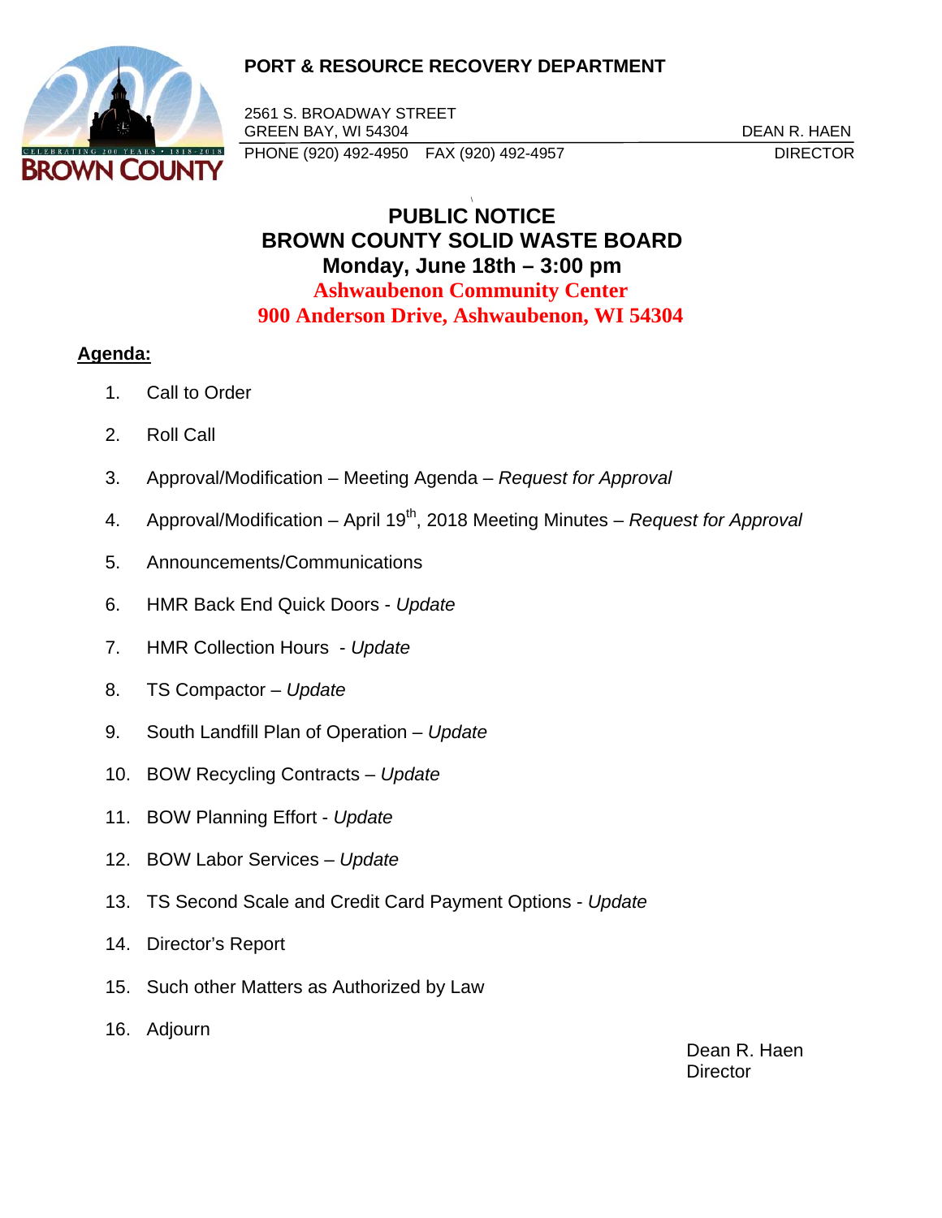**PORT & RESOURCE RECOVERY DEPARTMENT**

2561 S. BROADWAY STREET
GREEN BAY, WI 54304 DEAN R. HAEN
PHONE (920) 492-4950 FAX (920) 492-4957 DIRECTOR

# PUBLIC NOTICE
# BROWN COUNTY SOLID WASTE BOARD
## Monday, June 18th – 3:00 pm
## Ashwaubenon Community Center
## 900 Anderson Drive, Ashwaubenon, WI 54304

**Agenda:**

1. Call to Order
2. Roll Call
3. Approval/Modification – Meeting Agenda – *Request for Approval*
4. Approval/Modification – April 19th, 2018 Meeting Minutes – *Request for Approval*
5. Announcements/Communications
6. HMR Back End Quick Doors - *Update*
7. HMR Collection Hours - *Update*
8. TS Compactor – *Update*
9. South Landfill Plan of Operation – *Update*
10. BOW Recycling Contracts – *Update*
11. BOW Planning Effort - *Update*
12. BOW Labor Services – *Update*
13. TS Second Scale and Credit Card Payment Options - *Update*
14. Director's Report
15. Such other Matters as Authorized by Law
16. Adjourn

Dean R. Haen
Director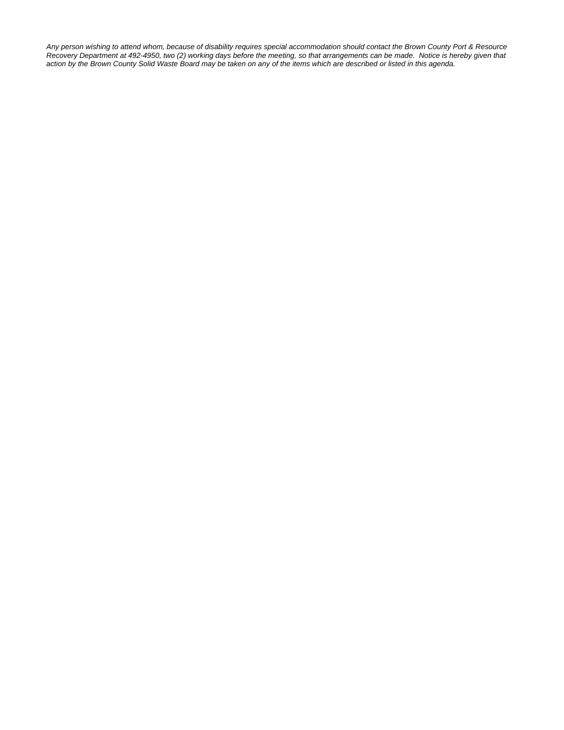*Any person wishing to attend whom, because of disability requires special accommodation should contact the Brown County Port & Resource Recovery Department at 492-4950, two (2) working days before the meeting, so that arrangements can be made. Notice is hereby given that action by the Brown County Solid Waste Board may be taken on any of the items which are described or listed in this agenda.*